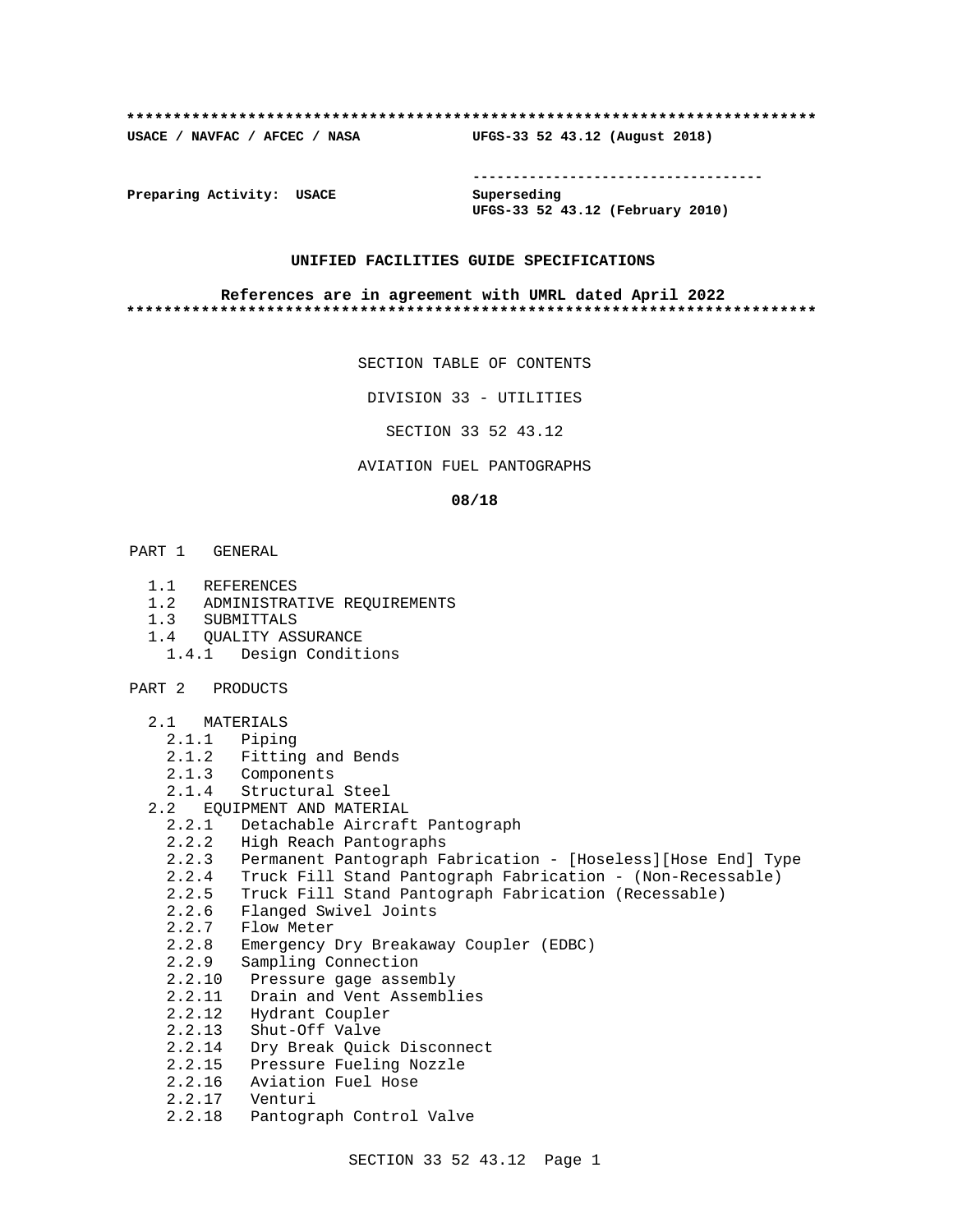**************************************************************************

**USACE / NAVFAC / AFCEC / NASA                    UFGS-33 52 43.12 (August 2018)**

-----------------------------------

**Preparing Activity: USACE                         Superseding**
**UFGS-33 52 43.12 (February 2010)**

**UNIFIED FACILITIES GUIDE SPECIFICATIONS**

**References are in agreement with UMRL dated April 2022**

**************************************************************************

SECTION TABLE OF CONTENTS

DIVISION 33 - UTILITIES

SECTION 33 52 43.12

AVIATION FUEL PANTOGRAPHS

**08/18**

PART 1 GENERAL

- 1.1 REFERENCES
- 1.2 ADMINISTRATIVE REQUIREMENTS
- 1.3 SUBMITTALS
- 1.4 QUALITY ASSURANCE
  - 1.4.1 Design Conditions

PART 2 PRODUCTS

- 2.1 MATERIALS
  - 2.1.1 Piping
  - 2.1.2 Fitting and Bends
  - 2.1.3 Components
  - 2.1.4 Structural Steel
- 2.2 EQUIPMENT AND MATERIAL
  - 2.2.1 Detachable Aircraft Pantograph
  - 2.2.2 High Reach Pantographs
  - 2.2.3 Permanent Pantograph Fabrication - [Hoseless][Hose End] Type
  - 2.2.4 Truck Fill Stand Pantograph Fabrication - (Non-Recessable)
  - 2.2.5 Truck Fill Stand Pantograph Fabrication (Recessable)
  - 2.2.6 Flanged Swivel Joints
  - 2.2.7 Flow Meter
  - 2.2.8 Emergency Dry Breakaway Coupler (EDBC)
  - 2.2.9 Sampling Connection
  - 2.2.10 Pressure gage assembly
  - 2.2.11 Drain and Vent Assemblies
  - 2.2.12 Hydrant Coupler
  - 2.2.13 Shut-Off Valve
  - 2.2.14 Dry Break Quick Disconnect
  - 2.2.15 Pressure Fueling Nozzle
  - 2.2.16 Aviation Fuel Hose
  - 2.2.17 Venturi
  - 2.2.18 Pantograph Control Valve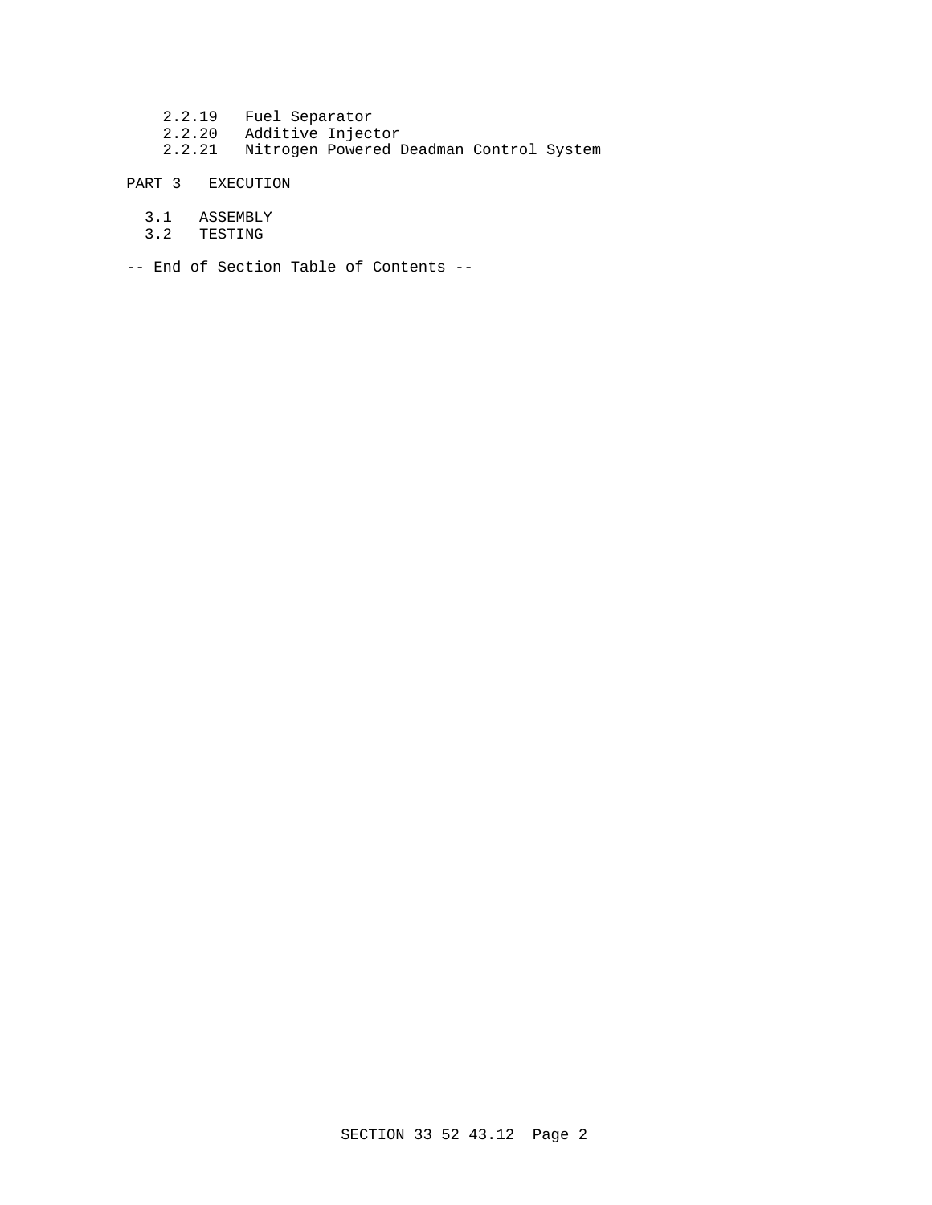2.2.19 Fuel Separator
2.2.20 Additive Injector
2.2.21 Nitrogen Powered Deadman Control System

PART 3 EXECUTION

3.1 ASSEMBLY
3.2 TESTING

-- End of Section Table of Contents --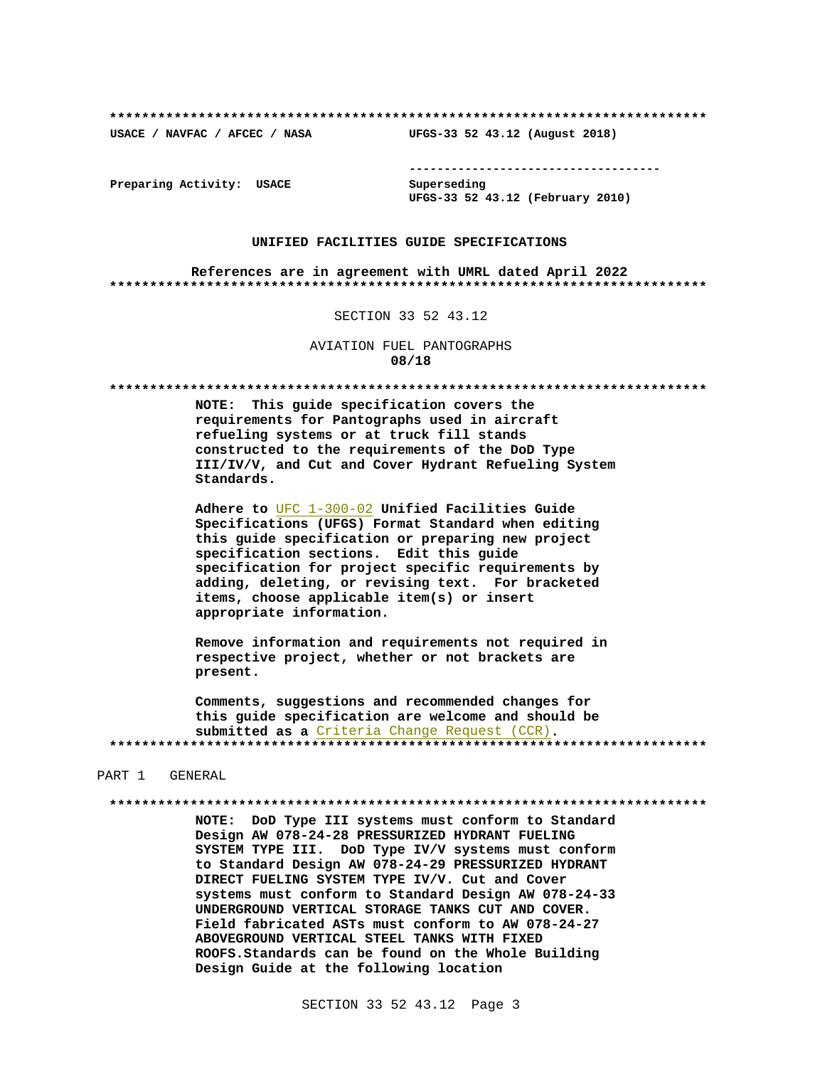**************************************************************************

USACE / NAVFAC / AFCEC / NASA UFGS-33 52 43.12 (August 2018)

-----------------------------------

Preparing Activity: USACE Superseding
UFGS-33 52 43.12 (February 2010)

**UNIFIED FACILITIES GUIDE SPECIFICATIONS**

**References are in agreement with UMRL dated April 2022**

**************************************************************************

SECTION 33 52 43.12

AVIATION FUEL PANTOGRAPHS
**08/18**

**************************************************************************

**NOTE: This guide specification covers the requirements for Pantographs used in aircraft refueling systems or at truck fill stands constructed to the requirements of the DoD Type III/IV/V, and Cut and Cover Hydrant Refueling System Standards.**

**Adhere to UFC 1-300-02 Unified Facilities Guide Specifications (UFGS) Format Standard when editing this guide specification or preparing new project specification sections. Edit this guide specification for project specific requirements by adding, deleting, or revising text. For bracketed items, choose applicable item(s) or insert appropriate information.**

**Remove information and requirements not required in respective project, whether or not brackets are present.**

**Comments, suggestions and recommended changes for this guide specification are welcome and should be submitted as a Criteria Change Request (CCR).**

**************************************************************************

PART 1 GENERAL

**************************************************************************

**NOTE: DoD Type III systems must conform to Standard Design AW 078-24-28 PRESSURIZED HYDRANT FUELING SYSTEM TYPE III. DoD Type IV/V systems must conform to Standard Design AW 078-24-29 PRESSURIZED HYDRANT DIRECT FUELING SYSTEM TYPE IV/V. Cut and Cover systems must conform to Standard Design AW 078-24-33 UNDERGROUND VERTICAL STORAGE TANKS CUT AND COVER. Field fabricated ASTs must conform to AW 078-24-27 ABOVEGROUND VERTICAL STEEL TANKS WITH FIXED ROOFS.Standards can be found on the Whole Building Design Guide at the following location**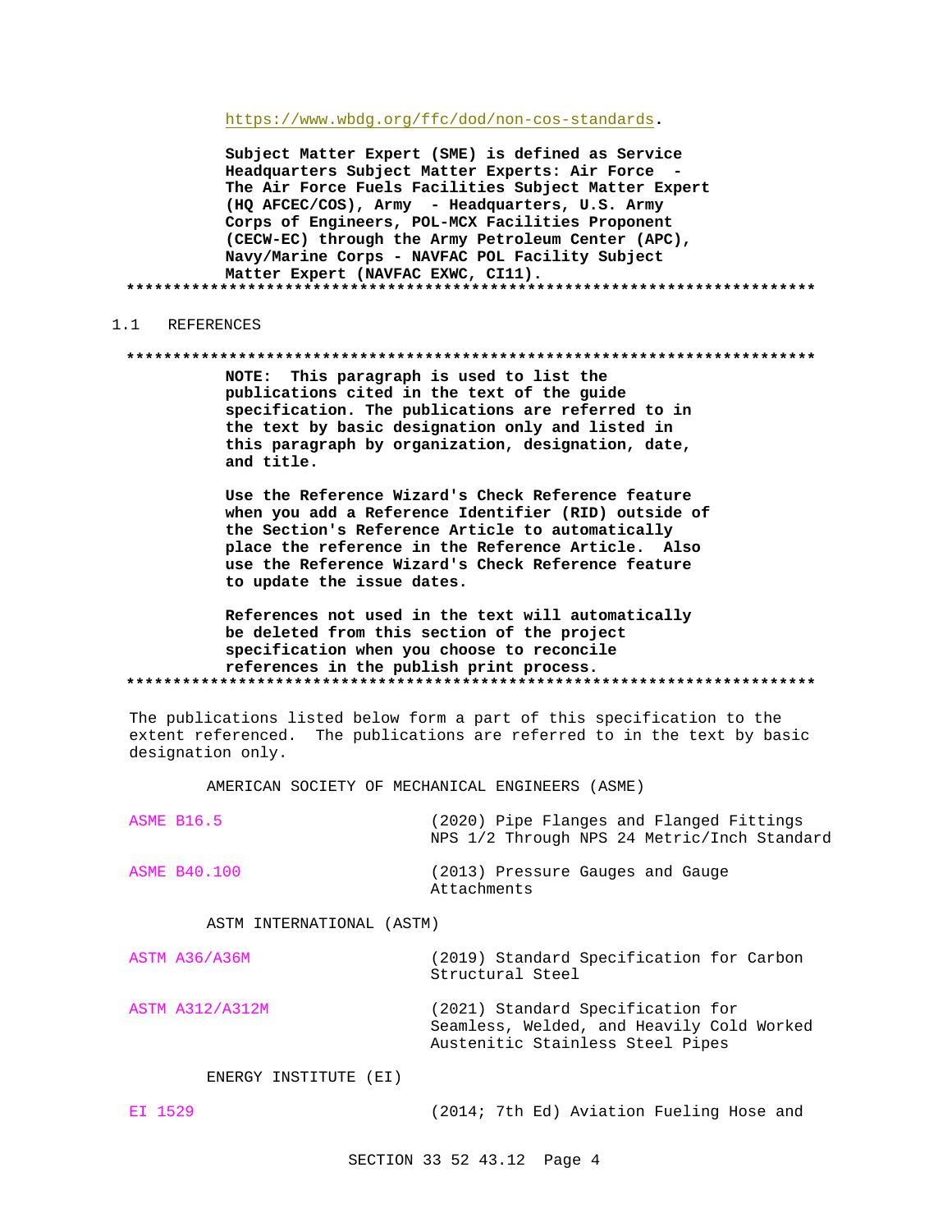https://www.wbdg.org/ffc/dod/non-cos-standards.

**Subject Matter Expert (SME) is defined as Service Headquarters Subject Matter Experts: Air Force - The Air Force Fuels Facilities Subject Matter Expert (HQ AFCEC/COS), Army - Headquarters, U.S. Army Corps of Engineers, POL-MCX Facilities Proponent (CECW-EC) through the Army Petroleum Center (APC), Navy/Marine Corps - NAVFAC POL Facility Subject Matter Expert (NAVFAC EXWC, CI11).**

**************************************************************************

## 1.1 REFERENCES

**************************************************************************

**NOTE: This paragraph is used to list the publications cited in the text of the guide specification. The publications are referred to in the text by basic designation only and listed in this paragraph by organization, designation, date, and title.**

**Use the Reference Wizard's Check Reference feature when you add a Reference Identifier (RID) outside of the Section's Reference Article to automatically place the reference in the Reference Article. Also use the Reference Wizard's Check Reference feature to update the issue dates.**

**References not used in the text will automatically be deleted from this section of the project specification when you choose to reconcile references in the publish print process.**

**************************************************************************

The publications listed below form a part of this specification to the extent referenced. The publications are referred to in the text by basic designation only.

AMERICAN SOCIETY OF MECHANICAL ENGINEERS (ASME)

ASME B16.5 (2020) Pipe Flanges and Flanged Fittings NPS 1/2 Through NPS 24 Metric/Inch Standard

ASME B40.100 (2013) Pressure Gauges and Gauge Attachments

ASTM INTERNATIONAL (ASTM)

ASTM A36/A36M (2019) Standard Specification for Carbon Structural Steel

ASTM A312/A312M (2021) Standard Specification for Seamless, Welded, and Heavily Cold Worked Austenitic Stainless Steel Pipes

ENERGY INSTITUTE (EI)

EI 1529 (2014; 7th Ed) Aviation Fueling Hose and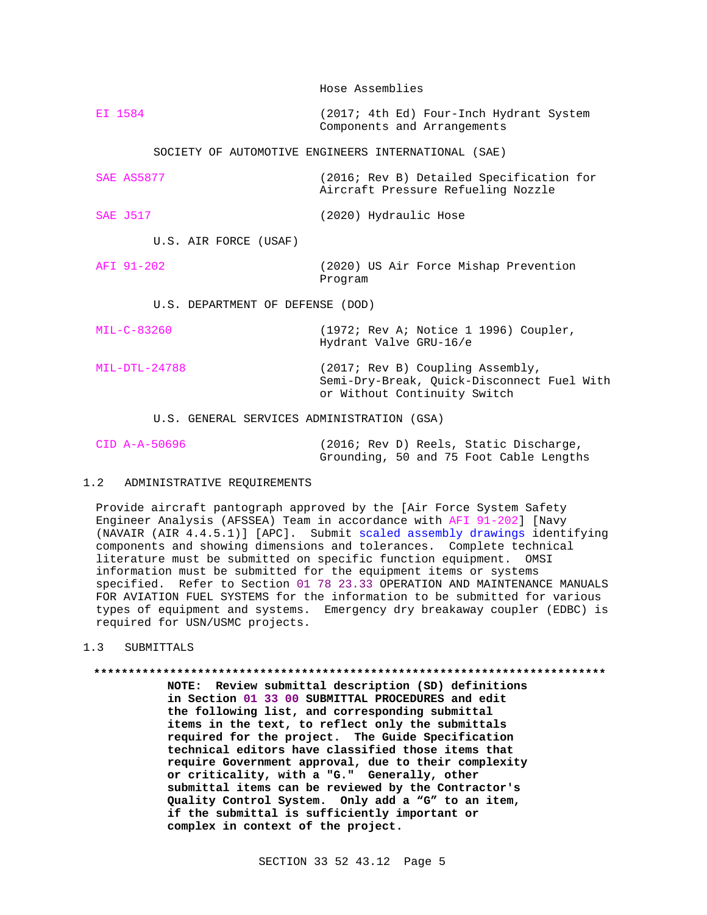Hose Assemblies

EI 1584 (2017; 4th Ed) Four-Inch Hydrant System Components and Arrangements

SOCIETY OF AUTOMOTIVE ENGINEERS INTERNATIONAL (SAE)

SAE AS5877 (2016; Rev B) Detailed Specification for Aircraft Pressure Refueling Nozzle

SAE J517 (2020) Hydraulic Hose

U.S. AIR FORCE (USAF)

AFI 91-202 (2020) US Air Force Mishap Prevention Program

U.S. DEPARTMENT OF DEFENSE (DOD)

MIL-C-83260 (1972; Rev A; Notice 1 1996) Coupler, Hydrant Valve GRU-16/e

MIL-DTL-24788 (2017; Rev B) Coupling Assembly, Semi-Dry-Break, Quick-Disconnect Fuel With or Without Continuity Switch

U.S. GENERAL SERVICES ADMINISTRATION (GSA)

CID A-A-50696 (2016; Rev D) Reels, Static Discharge, Grounding, 50 and 75 Foot Cable Lengths

## 1.2 ADMINISTRATIVE REQUIREMENTS

Provide aircraft pantograph approved by the [Air Force System Safety Engineer Analysis (AFSSEA) Team in accordance with AFI 91-202] [Navy (NAVAIR (AIR 4.4.5.1)] [APC]. Submit scaled assembly drawings identifying components and showing dimensions and tolerances. Complete technical literature must be submitted on specific function equipment. OMSI information must be submitted for the equipment items or systems specified. Refer to Section 01 78 23.33 OPERATION AND MAINTENANCE MANUALS FOR AVIATION FUEL SYSTEMS for the information to be submitted for various types of equipment and systems. Emergency dry breakaway coupler (EDBC) is required for USN/USMC projects.

## 1.3 SUBMITTALS

**************************************************************************

**NOTE: Review submittal description (SD) definitions in Section 01 33 00 SUBMITTAL PROCEDURES and edit the following list, and corresponding submittal items in the text, to reflect only the submittals required for the project. The Guide Specification technical editors have classified those items that require Government approval, due to their complexity or criticality, with a "G." Generally, other submittal items can be reviewed by the Contractor's Quality Control System. Only add a "G" to an item, if the submittal is sufficiently important or complex in context of the project.**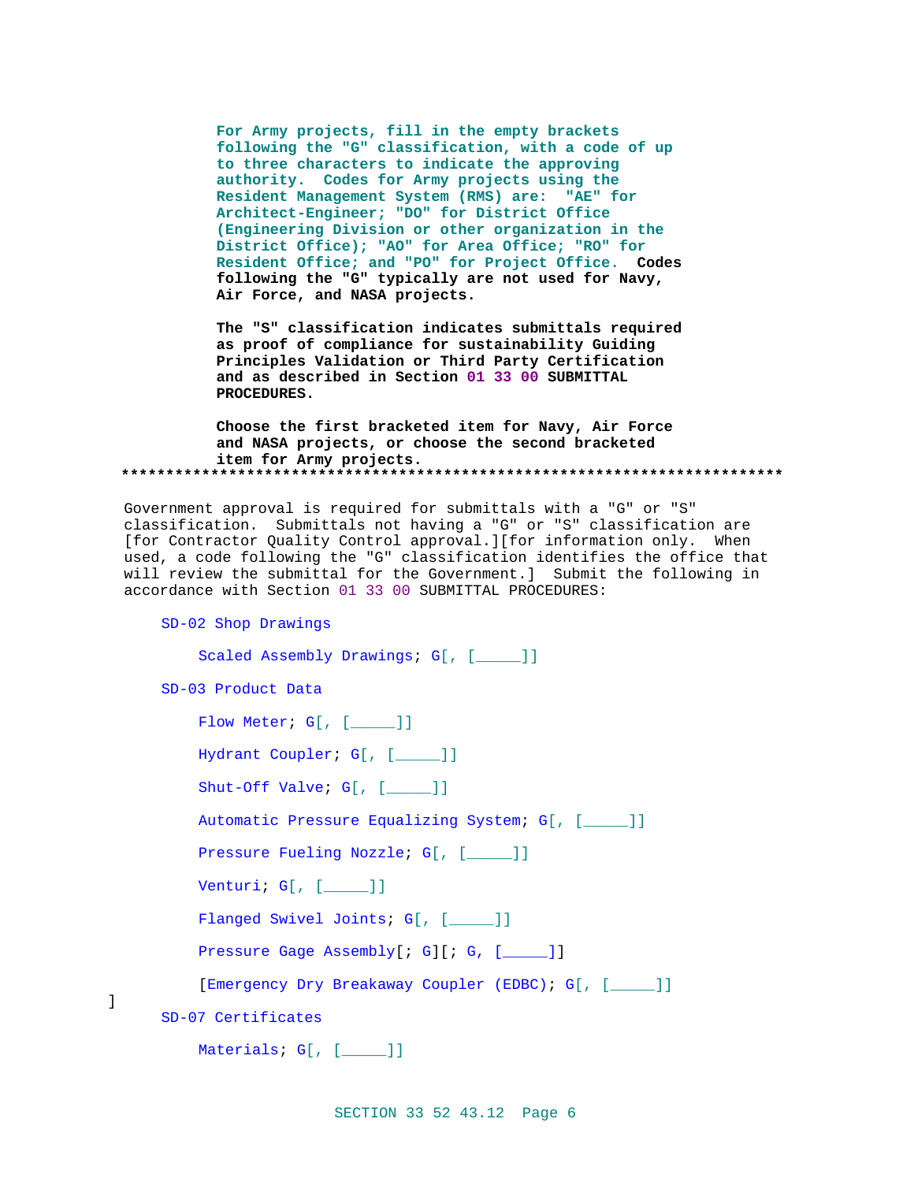For Army projects, fill in the empty brackets following the "G" classification, with a code of up to three characters to indicate the approving authority. Codes for Army projects using the Resident Management System (RMS) are: "AE" for Architect-Engineer; "DO" for District Office (Engineering Division or other organization in the District Office); "AO" for Area Office; "RO" for Resident Office; and "PO" for Project Office. Codes following the "G" typically are not used for Navy, Air Force, and NASA projects.

The "S" classification indicates submittals required as proof of compliance for sustainability Guiding Principles Validation or Third Party Certification and as described in Section 01 33 00 SUBMITTAL PROCEDURES.

Choose the first bracketed item for Navy, Air Force and NASA projects, or choose the second bracketed item for Army projects.

**************************************************************************

Government approval is required for submittals with a "G" or "S" classification. Submittals not having a "G" or "S" classification are [for Contractor Quality Control approval.][for information only. When used, a code following the "G" classification identifies the office that will review the submittal for the Government.] Submit the following in accordance with Section 01 33 00 SUBMITTAL PROCEDURES:

SD-02 Shop Drawings

Scaled Assembly Drawings; G[, [_____]]

SD-03 Product Data

Flow Meter; G[, [_____]]

Hydrant Coupler; G[, [_____]]

Shut-Off Valve; G[, [_____]]

Automatic Pressure Equalizing System; G[, [_____]]

Pressure Fueling Nozzle; G[, [_____]]

Venturi; G[, [_____]]

Flanged Swivel Joints; G[, [_____]]

Pressure Gage Assembly[; G][; G, [_____]]

[Emergency Dry Breakaway Coupler (EDBC); G[, [_____]]
]

SD-07 Certificates

Materials; G[, [_____]]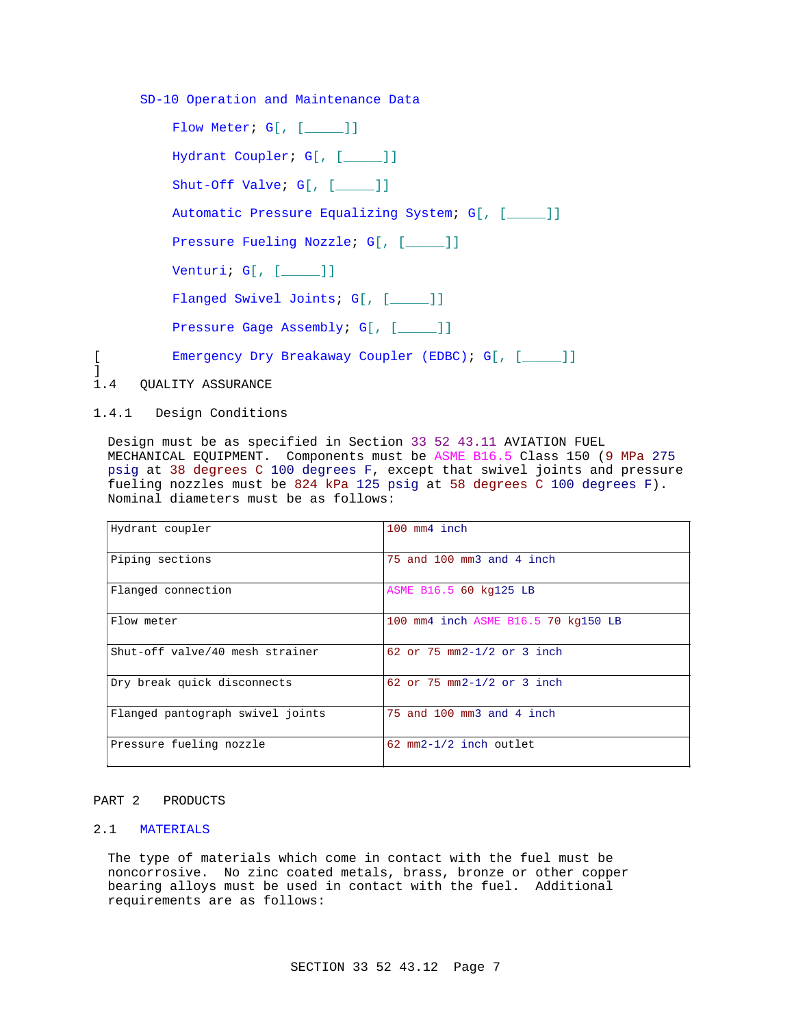SD-10 Operation and Maintenance Data

Flow Meter; G[, [_____]]

Hydrant Coupler; G[, [_____]]

Shut-Off Valve; G[, [_____]]

Automatic Pressure Equalizing System; G[, [_____]]

Pressure Fueling Nozzle; G[, [_____]]

Venturi; G[, [_____]]

Flanged Swivel Joints; G[, [_____]]

Pressure Gage Assembly; G[, [_____]]

[ Emergency Dry Breakaway Coupler (EDBC); G[, [_____]]
]

## 1.4 QUALITY ASSURANCE

### 1.4.1 Design Conditions

Design must be as specified in Section 33 52 43.11 AVIATION FUEL MECHANICAL EQUIPMENT. Components must be ASME B16.5 Class 150 (9 MPa 275 psig at 38 degrees C 100 degrees F, except that swivel joints and pressure fueling nozzles must be 824 kPa 125 psig at 58 degrees C 100 degrees F). Nominal diameters must be as follows:

| | |
|---|---|
| Hydrant coupler | 100 mm4 inch |
| Piping sections | 75 and 100 mm3 and 4 inch |
| Flanged connection | ASME B16.5 60 kg125 LB |
| Flow meter | 100 mm4 inch ASME B16.5 70 kg150 LB |
| Shut-off valve/40 mesh strainer | 62 or 75 mm2-1/2 or 3 inch |
| Dry break quick disconnects | 62 or 75 mm2-1/2 or 3 inch |
| Flanged pantograph swivel joints | 75 and 100 mm3 and 4 inch |
| Pressure fueling nozzle | 62 mm2-1/2 inch outlet |

# PART 2 PRODUCTS

## 2.1 MATERIALS

The type of materials which come in contact with the fuel must be noncorrosive. No zinc coated metals, brass, bronze or other copper bearing alloys must be used in contact with the fuel. Additional requirements are as follows: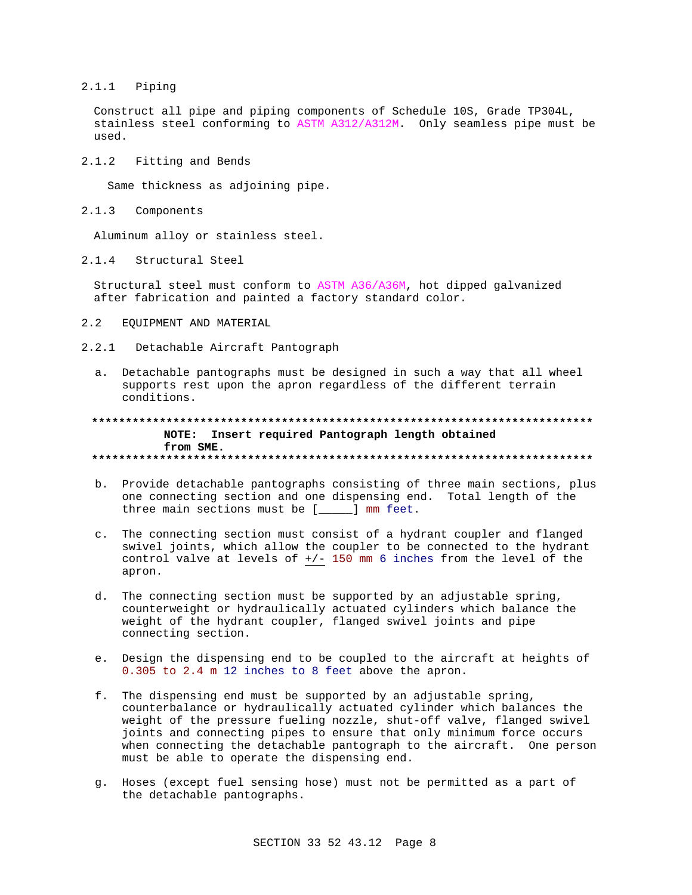### 2.1.1 Piping

Construct all pipe and piping components of Schedule 10S, Grade TP304L, stainless steel conforming to ASTM A312/A312M. Only seamless pipe must be used.

### 2.1.2 Fitting and Bends

Same thickness as adjoining pipe.

### 2.1.3 Components

Aluminum alloy or stainless steel.

### 2.1.4 Structural Steel

Structural steel must conform to ASTM A36/A36M, hot dipped galvanized after fabrication and painted a factory standard color.

## 2.2 EQUIPMENT AND MATERIAL

### 2.2.1 Detachable Aircraft Pantograph

a. Detachable pantographs must be designed in such a way that all wheel supports rest upon the apron regardless of the different terrain conditions.

**NOTE: Insert required Pantograph length obtained from SME.**

b. Provide detachable pantographs consisting of three main sections, plus one connecting section and one dispensing end. Total length of the three main sections must be [_____] mm feet.

c. The connecting section must consist of a hydrant coupler and flanged swivel joints, which allow the coupler to be connected to the hydrant control valve at levels of +/- 150 mm 6 inches from the level of the apron.

d. The connecting section must be supported by an adjustable spring, counterweight or hydraulically actuated cylinders which balance the weight of the hydrant coupler, flanged swivel joints and pipe connecting section.

e. Design the dispensing end to be coupled to the aircraft at heights of 0.305 to 2.4 m 12 inches to 8 feet above the apron.

f. The dispensing end must be supported by an adjustable spring, counterbalance or hydraulically actuated cylinder which balances the weight of the pressure fueling nozzle, shut-off valve, flanged swivel joints and connecting pipes to ensure that only minimum force occurs when connecting the detachable pantograph to the aircraft. One person must be able to operate the dispensing end.

g. Hoses (except fuel sensing hose) must not be permitted as a part of the detachable pantographs.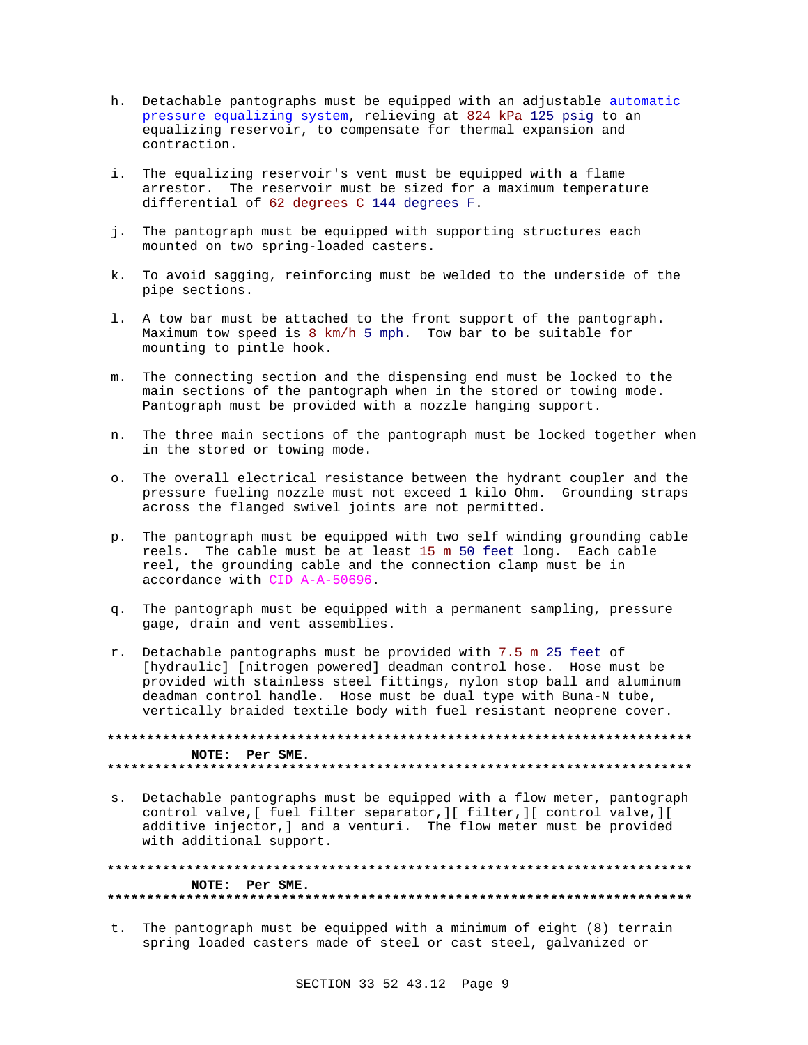h. Detachable pantographs must be equipped with an adjustable automatic pressure equalizing system, relieving at 824 kPa 125 psig to an equalizing reservoir, to compensate for thermal expansion and contraction.

i. The equalizing reservoir's vent must be equipped with a flame arrestor. The reservoir must be sized for a maximum temperature differential of 62 degrees C 144 degrees F.

j. The pantograph must be equipped with supporting structures each mounted on two spring-loaded casters.

k. To avoid sagging, reinforcing must be welded to the underside of the pipe sections.

l. A tow bar must be attached to the front support of the pantograph. Maximum tow speed is 8 km/h 5 mph. Tow bar to be suitable for mounting to pintle hook.

m. The connecting section and the dispensing end must be locked to the main sections of the pantograph when in the stored or towing mode. Pantograph must be provided with a nozzle hanging support.

n. The three main sections of the pantograph must be locked together when in the stored or towing mode.

o. The overall electrical resistance between the hydrant coupler and the pressure fueling nozzle must not exceed 1 kilo Ohm. Grounding straps across the flanged swivel joints are not permitted.

p. The pantograph must be equipped with two self winding grounding cable reels. The cable must be at least 15 m 50 feet long. Each cable reel, the grounding cable and the connection clamp must be in accordance with CID A-A-50696.

q. The pantograph must be equipped with a permanent sampling, pressure gage, drain and vent assemblies.

r. Detachable pantographs must be provided with 7.5 m 25 feet of [hydraulic] [nitrogen powered] deadman control hose. Hose must be provided with stainless steel fittings, nylon stop ball and aluminum deadman control handle. Hose must be dual type with Buna-N tube, vertically braided textile body with fuel resistant neoprene cover.

**************************************************************************

**NOTE: Per SME.**

**************************************************************************

s. Detachable pantographs must be equipped with a flow meter, pantograph control valve,[ fuel filter separator,][ filter,][ control valve,][ additive injector,] and a venturi. The flow meter must be provided with additional support.

**************************************************************************

**NOTE: Per SME.**

**************************************************************************

t. The pantograph must be equipped with a minimum of eight (8) terrain spring loaded casters made of steel or cast steel, galvanized or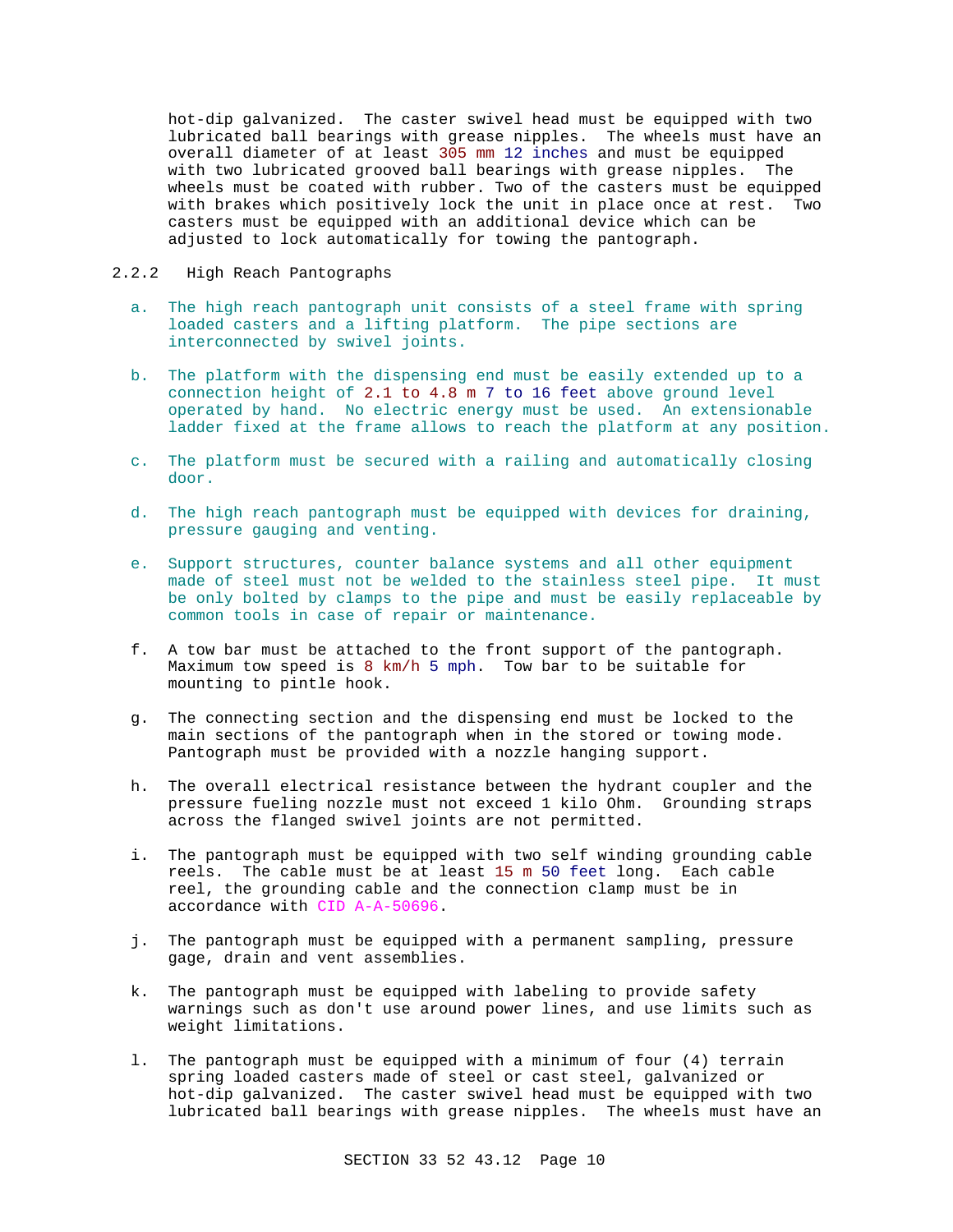hot-dip galvanized. The caster swivel head must be equipped with two lubricated ball bearings with grease nipples. The wheels must have an overall diameter of at least 305 mm 12 inches and must be equipped with two lubricated grooved ball bearings with grease nipples. The wheels must be coated with rubber. Two of the casters must be equipped with brakes which positively lock the unit in place once at rest. Two casters must be equipped with an additional device which can be adjusted to lock automatically for towing the pantograph.

### 2.2.2 High Reach Pantographs

a. The high reach pantograph unit consists of a steel frame with spring loaded casters and a lifting platform. The pipe sections are interconnected by swivel joints.

b. The platform with the dispensing end must be easily extended up to a connection height of 2.1 to 4.8 m 7 to 16 feet above ground level operated by hand. No electric energy must be used. An extensionable ladder fixed at the frame allows to reach the platform at any position.

c. The platform must be secured with a railing and automatically closing door.

d. The high reach pantograph must be equipped with devices for draining, pressure gauging and venting.

e. Support structures, counter balance systems and all other equipment made of steel must not be welded to the stainless steel pipe. It must be only bolted by clamps to the pipe and must be easily replaceable by common tools in case of repair or maintenance.

f. A tow bar must be attached to the front support of the pantograph. Maximum tow speed is 8 km/h 5 mph. Tow bar to be suitable for mounting to pintle hook.

g. The connecting section and the dispensing end must be locked to the main sections of the pantograph when in the stored or towing mode. Pantograph must be provided with a nozzle hanging support.

h. The overall electrical resistance between the hydrant coupler and the pressure fueling nozzle must not exceed 1 kilo Ohm. Grounding straps across the flanged swivel joints are not permitted.

i. The pantograph must be equipped with two self winding grounding cable reels. The cable must be at least 15 m 50 feet long. Each cable reel, the grounding cable and the connection clamp must be in accordance with CID A-A-50696.

j. The pantograph must be equipped with a permanent sampling, pressure gage, drain and vent assemblies.

k. The pantograph must be equipped with labeling to provide safety warnings such as don't use around power lines, and use limits such as weight limitations.

l. The pantograph must be equipped with a minimum of four (4) terrain spring loaded casters made of steel or cast steel, galvanized or hot-dip galvanized. The caster swivel head must be equipped with two lubricated ball bearings with grease nipples. The wheels must have an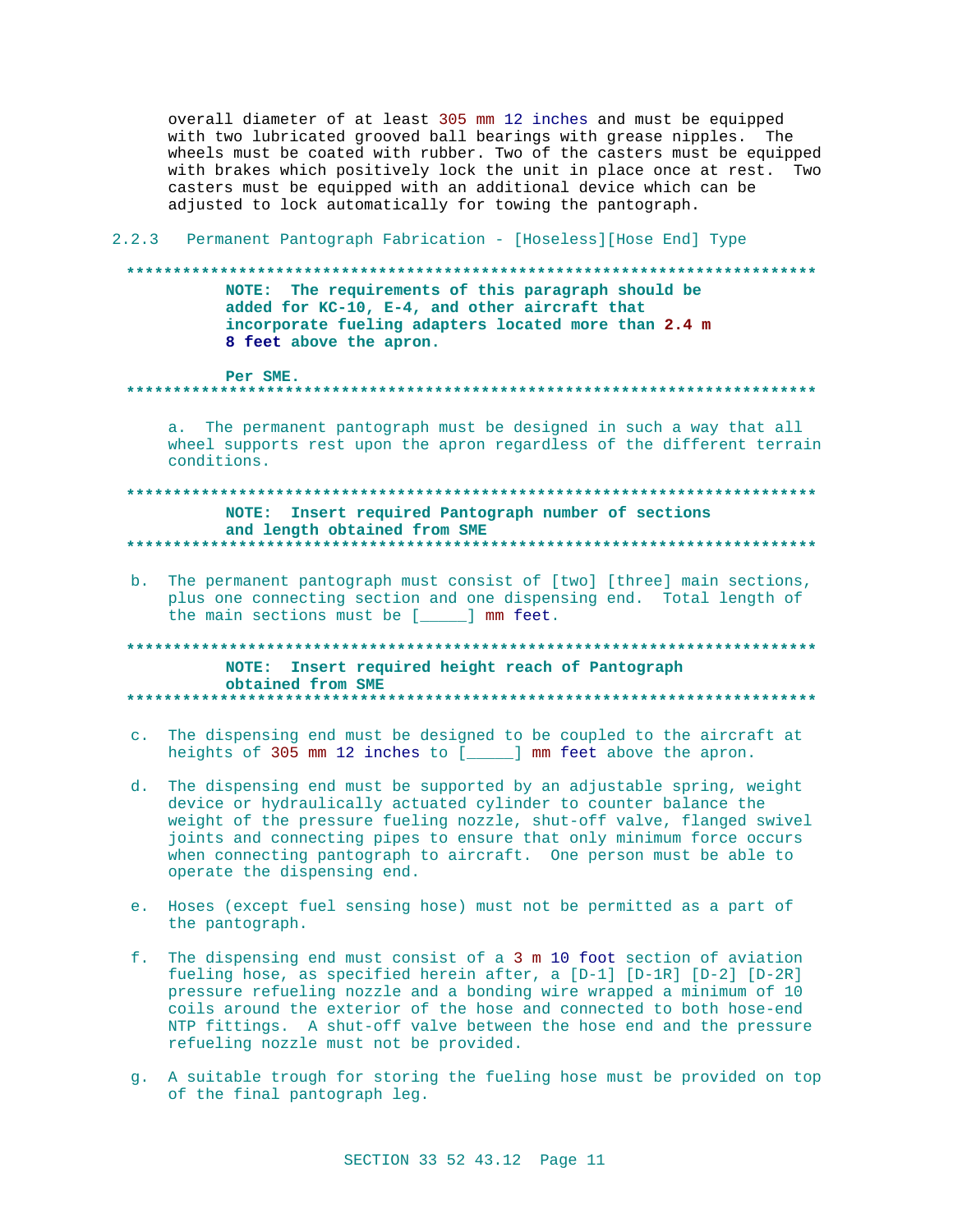overall diameter of at least 305 mm 12 inches and must be equipped with two lubricated grooved ball bearings with grease nipples. The wheels must be coated with rubber. Two of the casters must be equipped with brakes which positively lock the unit in place once at rest. Two casters must be equipped with an additional device which can be adjusted to lock automatically for towing the pantograph.

### 2.2.3 Permanent Pantograph Fabrication - [Hoseless][Hose End] Type

**************************************************************************

**NOTE: The requirements of this paragraph should be added for KC-10, E-4, and other aircraft that incorporate fueling adapters located more than 2.4 m 8 feet above the apron.**

**Per SME.**

**************************************************************************

a. The permanent pantograph must be designed in such a way that all wheel supports rest upon the apron regardless of the different terrain conditions.

**************************************************************************

**NOTE: Insert required Pantograph number of sections and length obtained from SME**

**************************************************************************

b. The permanent pantograph must consist of [two] [three] main sections, plus one connecting section and one dispensing end. Total length of the main sections must be [_____] mm feet.

**************************************************************************

**NOTE: Insert required height reach of Pantograph obtained from SME**

**************************************************************************

c. The dispensing end must be designed to be coupled to the aircraft at heights of 305 mm 12 inches to [_____] mm feet above the apron.

d. The dispensing end must be supported by an adjustable spring, weight device or hydraulically actuated cylinder to counter balance the weight of the pressure fueling nozzle, shut-off valve, flanged swivel joints and connecting pipes to ensure that only minimum force occurs when connecting pantograph to aircraft. One person must be able to operate the dispensing end.

e. Hoses (except fuel sensing hose) must not be permitted as a part of the pantograph.

f. The dispensing end must consist of a 3 m 10 foot section of aviation fueling hose, as specified herein after, a [D-1] [D-1R] [D-2] [D-2R] pressure refueling nozzle and a bonding wire wrapped a minimum of 10 coils around the exterior of the hose and connected to both hose-end NTP fittings. A shut-off valve between the hose end and the pressure refueling nozzle must not be provided.

g. A suitable trough for storing the fueling hose must be provided on top of the final pantograph leg.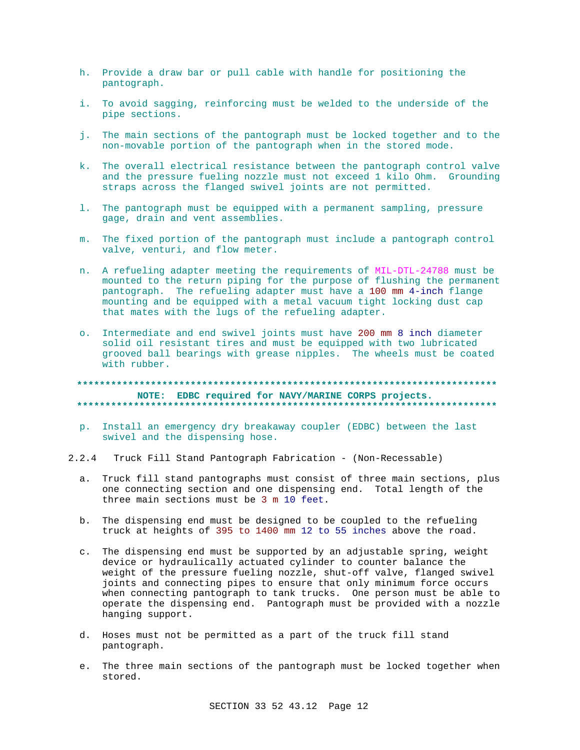h. Provide a draw bar or pull cable with handle for positioning the pantograph.

i. To avoid sagging, reinforcing must be welded to the underside of the pipe sections.

j. The main sections of the pantograph must be locked together and to the non-movable portion of the pantograph when in the stored mode.

k. The overall electrical resistance between the pantograph control valve and the pressure fueling nozzle must not exceed 1 kilo Ohm. Grounding straps across the flanged swivel joints are not permitted.

l. The pantograph must be equipped with a permanent sampling, pressure gage, drain and vent assemblies.

m. The fixed portion of the pantograph must include a pantograph control valve, venturi, and flow meter.

n. A refueling adapter meeting the requirements of MIL-DTL-24788 must be mounted to the return piping for the purpose of flushing the permanent pantograph. The refueling adapter must have a 100 mm 4-inch flange mounting and be equipped with a metal vacuum tight locking dust cap that mates with the lugs of the refueling adapter.

o. Intermediate and end swivel joints must have 200 mm 8 inch diameter solid oil resistant tires and must be equipped with two lubricated grooved ball bearings with grease nipples. The wheels must be coated with rubber.

**************************************************************************

**NOTE: EDBC required for NAVY/MARINE CORPS projects.**

**************************************************************************

p. Install an emergency dry breakaway coupler (EDBC) between the last swivel and the dispensing hose.

### 2.2.4 Truck Fill Stand Pantograph Fabrication - (Non-Recessable)

a. Truck fill stand pantographs must consist of three main sections, plus one connecting section and one dispensing end. Total length of the three main sections must be 3 m 10 feet.

b. The dispensing end must be designed to be coupled to the refueling truck at heights of 395 to 1400 mm 12 to 55 inches above the road.

c. The dispensing end must be supported by an adjustable spring, weight device or hydraulically actuated cylinder to counter balance the weight of the pressure fueling nozzle, shut-off valve, flanged swivel joints and connecting pipes to ensure that only minimum force occurs when connecting pantograph to tank trucks. One person must be able to operate the dispensing end. Pantograph must be provided with a nozzle hanging support.

d. Hoses must not be permitted as a part of the truck fill stand pantograph.

e. The three main sections of the pantograph must be locked together when stored.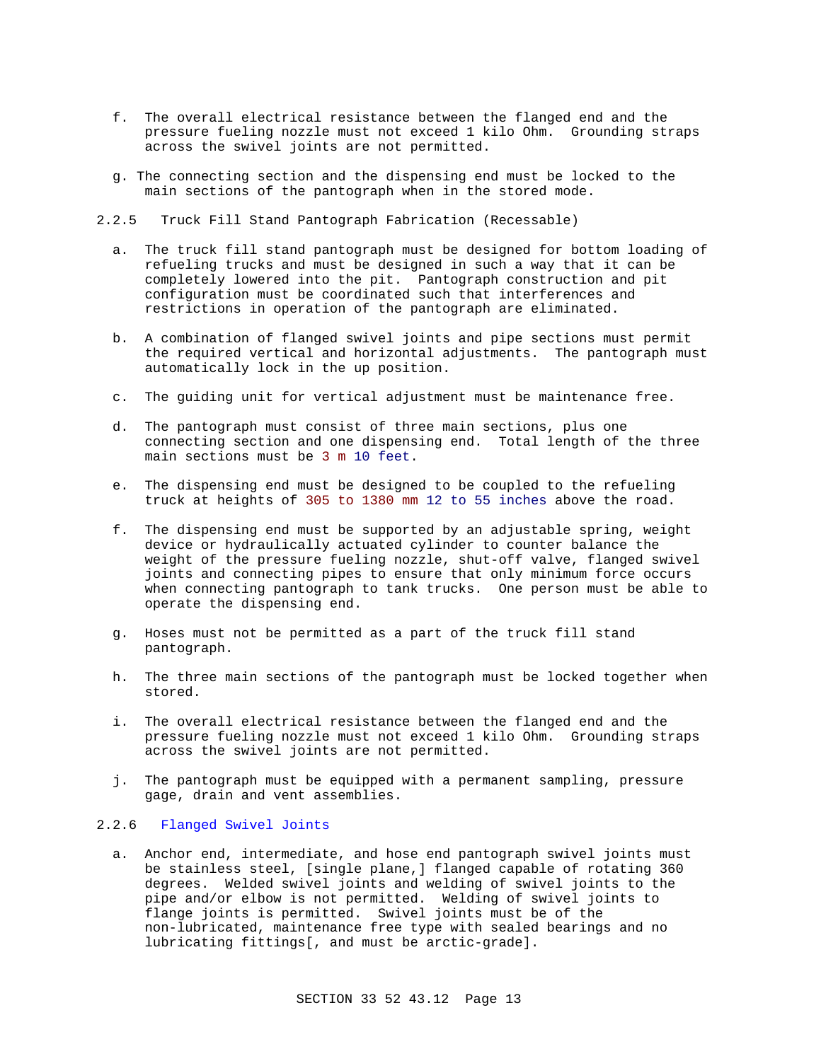f. The overall electrical resistance between the flanged end and the pressure fueling nozzle must not exceed 1 kilo Ohm. Grounding straps across the swivel joints are not permitted.

g. The connecting section and the dispensing end must be locked to the main sections of the pantograph when in the stored mode.

### 2.2.5 Truck Fill Stand Pantograph Fabrication (Recessable)

a. The truck fill stand pantograph must be designed for bottom loading of refueling trucks and must be designed in such a way that it can be completely lowered into the pit. Pantograph construction and pit configuration must be coordinated such that interferences and restrictions in operation of the pantograph are eliminated.

b. A combination of flanged swivel joints and pipe sections must permit the required vertical and horizontal adjustments. The pantograph must automatically lock in the up position.

c. The guiding unit for vertical adjustment must be maintenance free.

d. The pantograph must consist of three main sections, plus one connecting section and one dispensing end. Total length of the three main sections must be 3 m 10 feet.

e. The dispensing end must be designed to be coupled to the refueling truck at heights of 305 to 1380 mm 12 to 55 inches above the road.

f. The dispensing end must be supported by an adjustable spring, weight device or hydraulically actuated cylinder to counter balance the weight of the pressure fueling nozzle, shut-off valve, flanged swivel joints and connecting pipes to ensure that only minimum force occurs when connecting pantograph to tank trucks. One person must be able to operate the dispensing end.

g. Hoses must not be permitted as a part of the truck fill stand pantograph.

h. The three main sections of the pantograph must be locked together when stored.

i. The overall electrical resistance between the flanged end and the pressure fueling nozzle must not exceed 1 kilo Ohm. Grounding straps across the swivel joints are not permitted.

j. The pantograph must be equipped with a permanent sampling, pressure gage, drain and vent assemblies.

### 2.2.6 Flanged Swivel Joints

a. Anchor end, intermediate, and hose end pantograph swivel joints must be stainless steel, [single plane,] flanged capable of rotating 360 degrees. Welded swivel joints and welding of swivel joints to the pipe and/or elbow is not permitted. Welding of swivel joints to flange joints is permitted. Swivel joints must be of the non-lubricated, maintenance free type with sealed bearings and no lubricating fittings[, and must be arctic-grade].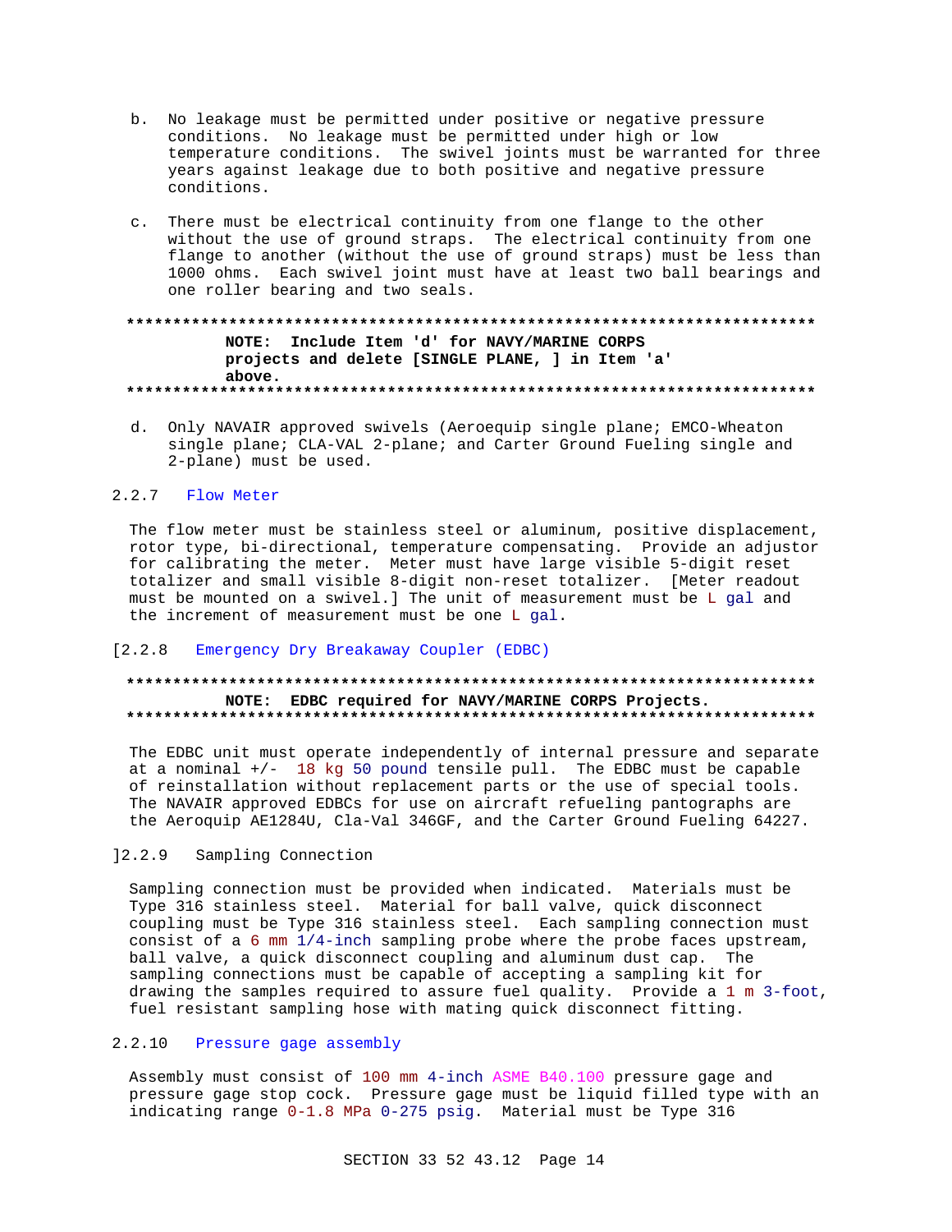b. No leakage must be permitted under positive or negative pressure conditions. No leakage must be permitted under high or low temperature conditions. The swivel joints must be warranted for three years against leakage due to both positive and negative pressure conditions.

c. There must be electrical continuity from one flange to the other without the use of ground straps. The electrical continuity from one flange to another (without the use of ground straps) must be less than 1000 ohms. Each swivel joint must have at least two ball bearings and one roller bearing and two seals.

**************************************************************************

**NOTE: Include Item 'd' for NAVY/MARINE CORPS projects and delete [SINGLE PLANE, ] in Item 'a' above.**

**************************************************************************

d. Only NAVAIR approved swivels (Aeroequip single plane; EMCO-Wheaton single plane; CLA-VAL 2-plane; and Carter Ground Fueling single and 2-plane) must be used.

### 2.2.7 Flow Meter

The flow meter must be stainless steel or aluminum, positive displacement, rotor type, bi-directional, temperature compensating. Provide an adjustor for calibrating the meter. Meter must have large visible 5-digit reset totalizer and small visible 8-digit non-reset totalizer. [Meter readout must be mounted on a swivel.] The unit of measurement must be L gal and the increment of measurement must be one L gal.

### [2.2.8 Emergency Dry Breakaway Coupler (EDBC)

**************************************************************************

**NOTE: EDBC required for NAVY/MARINE CORPS Projects.**

**************************************************************************

The EDBC unit must operate independently of internal pressure and separate at a nominal +/- 18 kg 50 pound tensile pull. The EDBC must be capable of reinstallation without replacement parts or the use of special tools. The NAVAIR approved EDBCs for use on aircraft refueling pantographs are the Aeroquip AE1284U, Cla-Val 346GF, and the Carter Ground Fueling 64227.

### ]2.2.9 Sampling Connection

Sampling connection must be provided when indicated. Materials must be Type 316 stainless steel. Material for ball valve, quick disconnect coupling must be Type 316 stainless steel. Each sampling connection must consist of a 6 mm 1/4-inch sampling probe where the probe faces upstream, ball valve, a quick disconnect coupling and aluminum dust cap. The sampling connections must be capable of accepting a sampling kit for drawing the samples required to assure fuel quality. Provide a 1 m 3-foot, fuel resistant sampling hose with mating quick disconnect fitting.

### 2.2.10 Pressure gage assembly

Assembly must consist of 100 mm 4-inch ASME B40.100 pressure gage and pressure gage stop cock. Pressure gage must be liquid filled type with an indicating range 0-1.8 MPa 0-275 psig. Material must be Type 316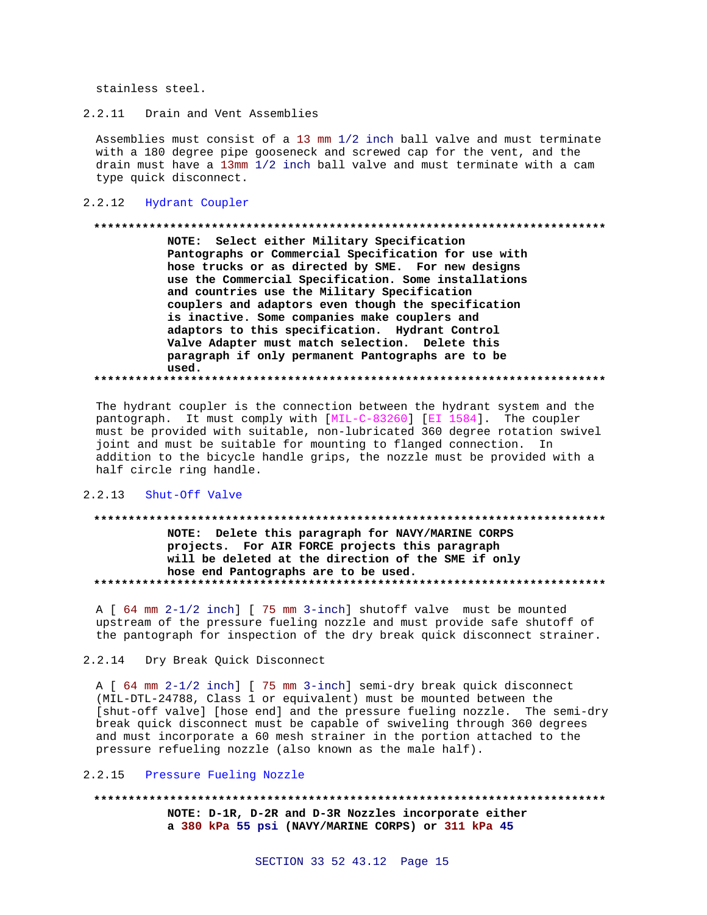stainless steel.

### 2.2.11 Drain and Vent Assemblies

Assemblies must consist of a 13 mm 1/2 inch ball valve and must terminate with a 180 degree pipe gooseneck and screwed cap for the vent, and the drain must have a 13mm 1/2 inch ball valve and must terminate with a cam type quick disconnect.

### 2.2.12 Hydrant Coupler

**************************************************************************

**NOTE: Select either Military Specification Pantographs or Commercial Specification for use with hose trucks or as directed by SME. For new designs use the Commercial Specification. Some installations and countries use the Military Specification couplers and adaptors even though the specification is inactive. Some companies make couplers and adaptors to this specification. Hydrant Control Valve Adapter must match selection. Delete this paragraph if only permanent Pantographs are to be used.**

**************************************************************************

The hydrant coupler is the connection between the hydrant system and the pantograph. It must comply with [MIL-C-83260] [EI 1584]. The coupler must be provided with suitable, non-lubricated 360 degree rotation swivel joint and must be suitable for mounting to flanged connection. In addition to the bicycle handle grips, the nozzle must be provided with a half circle ring handle.

### 2.2.13 Shut-Off Valve

**************************************************************************

**NOTE: Delete this paragraph for NAVY/MARINE CORPS projects. For AIR FORCE projects this paragraph will be deleted at the direction of the SME if only hose end Pantographs are to be used.**

**************************************************************************

A [ 64 mm 2-1/2 inch] [ 75 mm 3-inch] shutoff valve must be mounted upstream of the pressure fueling nozzle and must provide safe shutoff of the pantograph for inspection of the dry break quick disconnect strainer.

### 2.2.14 Dry Break Quick Disconnect

A [ 64 mm 2-1/2 inch] [ 75 mm 3-inch] semi-dry break quick disconnect (MIL-DTL-24788, Class 1 or equivalent) must be mounted between the [shut-off valve] [hose end] and the pressure fueling nozzle. The semi-dry break quick disconnect must be capable of swiveling through 360 degrees and must incorporate a 60 mesh strainer in the portion attached to the pressure refueling nozzle (also known as the male half).

### 2.2.15 Pressure Fueling Nozzle

**************************************************************************

**NOTE: D-1R, D-2R and D-3R Nozzles incorporate either a 380 kPa 55 psi (NAVY/MARINE CORPS) or 311 kPa 45**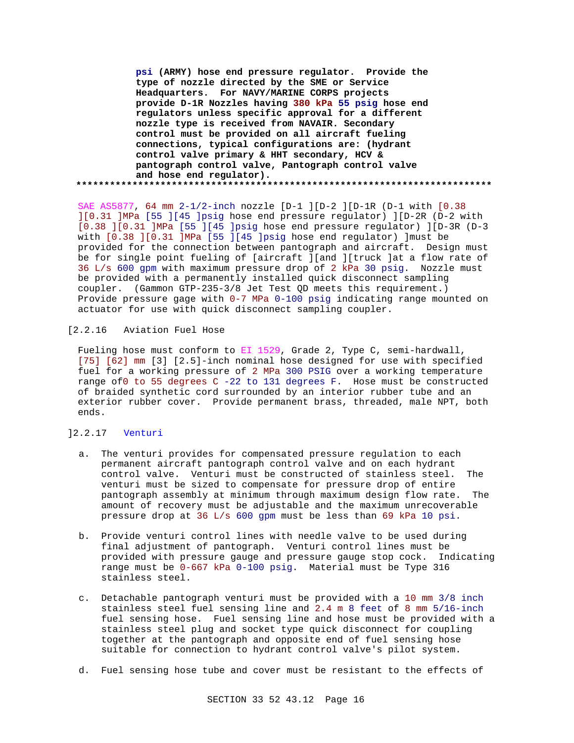**psi (ARMY) hose end pressure regulator. Provide the type of nozzle directed by the SME or Service Headquarters. For NAVY/MARINE CORPS projects provide D-1R Nozzles having 380 kPa 55 psig hose end regulators unless specific approval for a different nozzle type is received from NAVAIR. Secondary control must be provided on all aircraft fueling connections, typical configurations are: (hydrant control valve primary & HHT secondary, HCV & pantograph control valve, Pantograph control valve and hose end regulator).**

**************************************************************************

SAE AS5877, 64 mm 2-1/2-inch nozzle [D-1 ][D-2 ][D-1R (D-1 with [0.38 ][0.31 ]MPa [55 ][45 ]psig hose end pressure regulator) ][D-2R (D-2 with [0.38 ][0.31 ]MPa [55 ][45 ]psig hose end pressure regulator) ][D-3R (D-3 with [0.38 ][0.31 ]MPa [55 ][45 ]psig hose end regulator) ]must be provided for the connection between pantograph and aircraft. Design must be for single point fueling of [aircraft ][and ][truck ]at a flow rate of 36 L/s 600 gpm with maximum pressure drop of 2 kPa 30 psig. Nozzle must be provided with a permanently installed quick disconnect sampling coupler. (Gammon GTP-235-3/8 Jet Test QD meets this requirement.) Provide pressure gage with 0-7 MPa 0-100 psig indicating range mounted on actuator for use with quick disconnect sampling coupler.

[2.2.16 Aviation Fuel Hose

Fueling hose must conform to EI 1529, Grade 2, Type C, semi-hardwall, [75] [62] mm [3] [2.5]-inch nominal hose designed for use with specified fuel for a working pressure of 2 MPa 300 PSIG over a working temperature range of0 to 55 degrees C -22 to 131 degrees F. Hose must be constructed of braided synthetic cord surrounded by an interior rubber tube and an exterior rubber cover. Provide permanent brass, threaded, male NPT, both ends.

]2.2.17 Venturi

a. The venturi provides for compensated pressure regulation to each permanent aircraft pantograph control valve and on each hydrant control valve. Venturi must be constructed of stainless steel. The venturi must be sized to compensate for pressure drop of entire pantograph assembly at minimum through maximum design flow rate. The amount of recovery must be adjustable and the maximum unrecoverable pressure drop at 36 L/s 600 gpm must be less than 69 kPa 10 psi.

b. Provide venturi control lines with needle valve to be used during final adjustment of pantograph. Venturi control lines must be provided with pressure gauge and pressure gauge stop cock. Indicating range must be 0-667 kPa 0-100 psig. Material must be Type 316 stainless steel.

c. Detachable pantograph venturi must be provided with a 10 mm 3/8 inch stainless steel fuel sensing line and 2.4 m 8 feet of 8 mm 5/16-inch fuel sensing hose. Fuel sensing line and hose must be provided with a stainless steel plug and socket type quick disconnect for coupling together at the pantograph and opposite end of fuel sensing hose suitable for connection to hydrant control valve's pilot system.

d. Fuel sensing hose tube and cover must be resistant to the effects of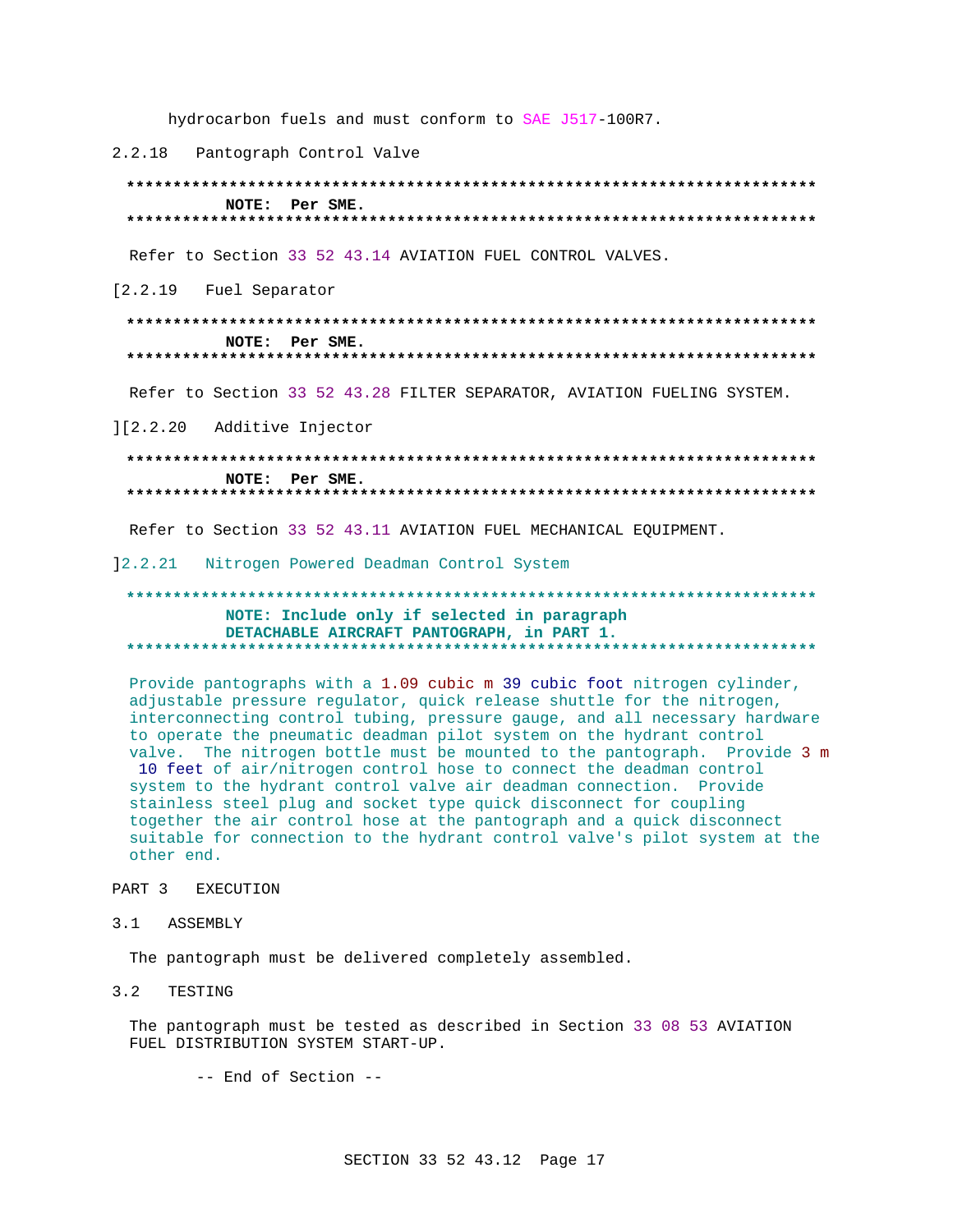hydrocarbon fuels and must conform to SAE J517-100R7.

2.2.18 Pantograph Control Valve

**************************************************************************
NOTE: Per SME.
**************************************************************************

Refer to Section 33 52 43.14 AVIATION FUEL CONTROL VALVES.

[2.2.19 Fuel Separator

**************************************************************************
NOTE: Per SME.
**************************************************************************

Refer to Section 33 52 43.28 FILTER SEPARATOR, AVIATION FUELING SYSTEM.

][2.2.20 Additive Injector

**************************************************************************
NOTE: Per SME.
**************************************************************************

Refer to Section 33 52 43.11 AVIATION FUEL MECHANICAL EQUIPMENT.

]2.2.21 Nitrogen Powered Deadman Control System

**************************************************************************
NOTE: Include only if selected in paragraph DETACHABLE AIRCRAFT PANTOGRAPH, in PART 1.
**************************************************************************

Provide pantographs with a 1.09 cubic m 39 cubic foot nitrogen cylinder, adjustable pressure regulator, quick release shuttle for the nitrogen, interconnecting control tubing, pressure gauge, and all necessary hardware to operate the pneumatic deadman pilot system on the hydrant control valve. The nitrogen bottle must be mounted to the pantograph. Provide 3 m 10 feet of air/nitrogen control hose to connect the deadman control system to the hydrant control valve air deadman connection. Provide stainless steel plug and socket type quick disconnect for coupling together the air control hose at the pantograph and a quick disconnect suitable for connection to the hydrant control valve's pilot system at the other end.

# PART 3 EXECUTION

## 3.1 ASSEMBLY

The pantograph must be delivered completely assembled.

## 3.2 TESTING

The pantograph must be tested as described in Section 33 08 53 AVIATION FUEL DISTRIBUTION SYSTEM START-UP.

-- End of Section --